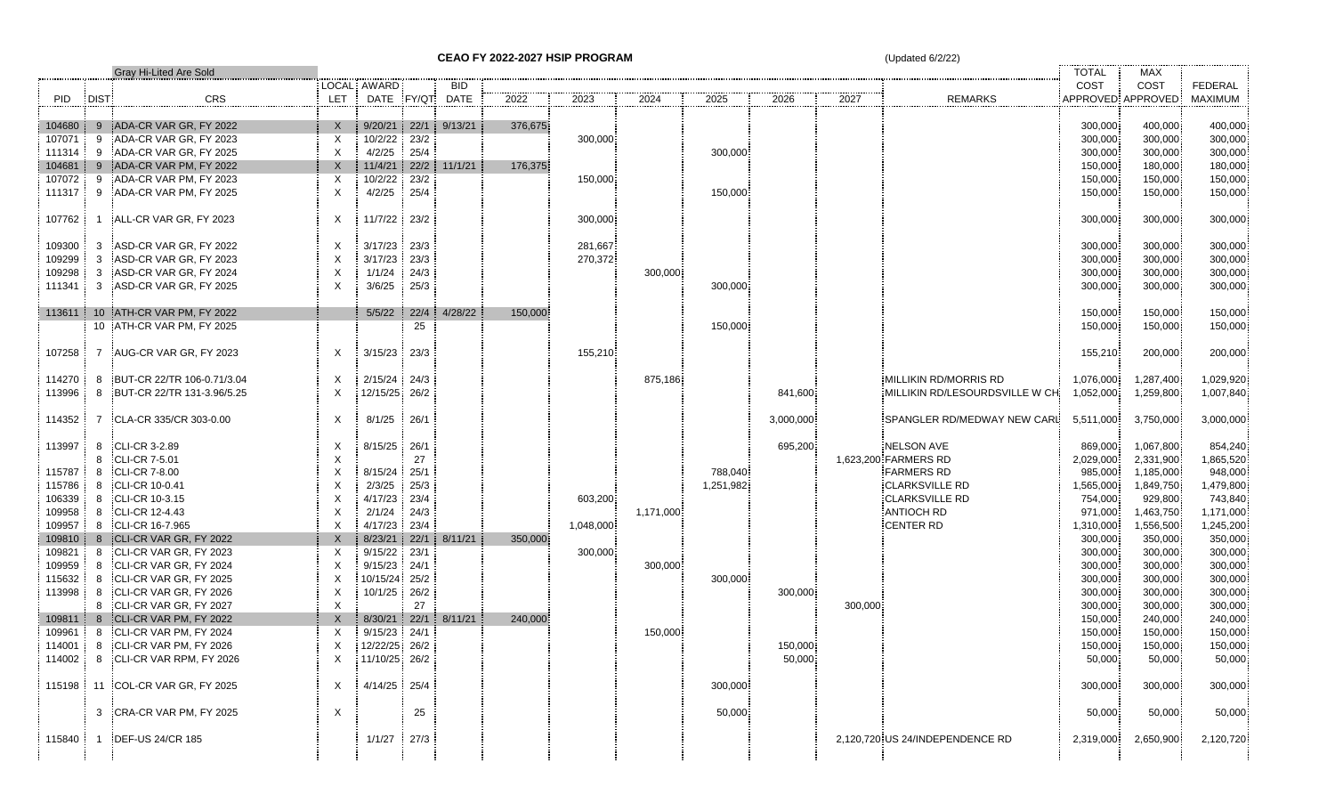# CEAO FY 2022-2027 HSIP PROGRAM

(Updated 6/2/22)

Gray Hi-Lited Are Sold

| PID | DIST | CRS | LOCAL LET | AWARD DATE | FY/QT | BID DATE | 2022 | 2023 | 2024 | 2025 | 2026 | 2027 | REMARKS | TOTAL COST APPROVED | MAX COST APPROVED | FEDERAL MAXIMUM |
|---|---|---|---|---|---|---|---|---|---|---|---|---|---|---|---|---|
| 104680 | 9 | ADA-CR VAR GR, FY 2022 | X | 9/20/21 | 22/1 | 9/13/21 | 376,675 | | | | | | | 300,000 | 400,000 | 400,000 |
| 107071 | 9 | ADA-CR VAR GR, FY 2023 | X | 10/2/22 | 23/2 | | | 300,000 | | | | | | 300,000 | 300,000 | 300,000 |
| 111314 | 9 | ADA-CR VAR GR, FY 2025 | X | 4/2/25 | 25/4 | | | | | 300,000 | | | | 300,000 | 300,000 | 300,000 |
| 104681 | 9 | ADA-CR VAR PM, FY 2022 | X | 11/4/21 | 22/2 | 11/1/21 | 176,375 | | | | | | | 150,000 | 180,000 | 180,000 |
| 107072 | 9 | ADA-CR VAR PM, FY 2023 | X | 10/2/22 | 23/2 | | | 150,000 | | | | | | 150,000 | 150,000 | 150,000 |
| 111317 | 9 | ADA-CR VAR PM, FY 2025 | X | 4/2/25 | 25/4 | | | | | 150,000 | | | | 150,000 | 150,000 | 150,000 |
| 107762 | 1 | ALL-CR VAR GR, FY 2023 | X | 11/7/22 | 23/2 | | | 300,000 | | | | | | 300,000 | 300,000 | 300,000 |
| 109300 | 3 | ASD-CR VAR GR, FY 2022 | X | 3/17/23 | 23/3 | | | 281,667 | | | | | | 300,000 | 300,000 | 300,000 |
| 109299 | 3 | ASD-CR VAR GR, FY 2023 | X | 3/17/23 | 23/3 | | | 270,372 | | | | | | 300,000 | 300,000 | 300,000 |
| 109298 | 3 | ASD-CR VAR GR, FY 2024 | X | 1/1/24 | 24/3 | | | | 300,000 | | | | | 300,000 | 300,000 | 300,000 |
| 111341 | 3 | ASD-CR VAR GR, FY 2025 | X | 3/6/25 | 25/3 | | | | | 300,000 | | | | 300,000 | 300,000 | 300,000 |
| 113611 | 10 | ATH-CR VAR PM, FY 2022 | | 5/5/22 | 22/4 | 4/28/22 | 150,000 | | | | | | | 150,000 | 150,000 | 150,000 |
| | 10 | ATH-CR VAR PM, FY 2025 | | | 25 | | | | | 150,000 | | | | 150,000 | 150,000 | 150,000 |
| 107258 | 7 | AUG-CR VAR GR, FY 2023 | X | 3/15/23 | 23/3 | | | 155,210 | | | | | | 155,210 | 200,000 | 200,000 |
| 114270 | 8 | BUT-CR 22/TR 106-0.71/3.04 | X | 2/15/24 | 24/3 | | | | 875,186 | | | | MILLIKIN RD/MORRIS RD | 1,076,000 | 1,287,400 | 1,029,920 |
| 113996 | 8 | BUT-CR 22/TR 131-3.96/5.25 | X | 12/15/25 | 26/2 | | | | | | 841,600 | | MILLIKIN RD/LESOURDSVILLE W CH | 1,052,000 | 1,259,800 | 1,007,840 |
| 114352 | 7 | CLA-CR 335/CR 303-0.00 | X | 8/1/25 | 26/1 | | | | | | 3,000,000 | | SPANGLER RD/MEDWAY NEW CARL | 5,511,000 | 3,750,000 | 3,000,000 |
| 113997 | 8 | CLI-CR 3-2.89 | X | 8/15/25 | 26/1 | | | | | | 695,200 | | NELSON AVE | 869,000 | 1,067,800 | 854,240 |
| | 8 | CLI-CR 7-5.01 | X | | 27 | | | | | | | 1,623,200 | FARMERS RD | 2,029,000 | 2,331,900 | 1,865,520 |
| 115787 | 8 | CLI-CR 7-8.00 | X | 8/15/24 | 25/1 | | | | | 788,040 | | | FARMERS RD | 985,000 | 1,185,000 | 948,000 |
| 115786 | 8 | CLI-CR 10-0.41 | X | 2/3/25 | 25/3 | | | | | 1,251,982 | | | CLARKSVILLE RD | 1,565,000 | 1,849,750 | 1,479,800 |
| 106339 | 8 | CLI-CR 10-3.15 | X | 4/17/23 | 23/4 | | | 603,200 | | | | | CLARKSVILLE RD | 754,000 | 929,800 | 743,840 |
| 109958 | 8 | CLI-CR 12-4.43 | X | 2/1/24 | 24/3 | | | | 1,171,000 | | | | ANTIOCH RD | 971,000 | 1,463,750 | 1,171,000 |
| 109957 | 8 | CLI-CR 16-7.965 | X | 4/17/23 | 23/4 | | | 1,048,000 | | | | | CENTER RD | 1,310,000 | 1,556,500 | 1,245,200 |
| 109810 | 8 | CLI-CR VAR GR, FY 2022 | X | 8/23/21 | 22/1 | 8/11/21 | 350,000 | | | | | | | 300,000 | 350,000 | 350,000 |
| 109821 | 8 | CLI-CR VAR GR, FY 2023 | X | 9/15/22 | 23/1 | | | 300,000 | | | | | | 300,000 | 300,000 | 300,000 |
| 109959 | 8 | CLI-CR VAR GR, FY 2024 | X | 9/15/23 | 24/1 | | | | 300,000 | | | | | 300,000 | 300,000 | 300,000 |
| 115632 | 8 | CLI-CR VAR GR, FY 2025 | X | 10/15/24 | 25/2 | | | | | 300,000 | | | | 300,000 | 300,000 | 300,000 |
| 113998 | 8 | CLI-CR VAR GR, FY 2026 | X | 10/1/25 | 26/2 | | | | | | 300,000 | | | 300,000 | 300,000 | 300,000 |
| | 8 | CLI-CR VAR GR, FY 2027 | X | | 27 | | | | | | | 300,000 | | 300,000 | 300,000 | 300,000 |
| 109811 | 8 | CLI-CR VAR PM, FY 2022 | X | 8/30/21 | 22/1 | 8/11/21 | 240,000 | | | | | | | 150,000 | 240,000 | 240,000 |
| 109961 | 8 | CLI-CR VAR PM, FY 2024 | X | 9/15/23 | 24/1 | | | | 150,000 | | | | | 150,000 | 150,000 | 150,000 |
| 114001 | 8 | CLI-CR VAR PM, FY 2026 | X | 12/22/25 | 26/2 | | | | | | 150,000 | | | 150,000 | 150,000 | 150,000 |
| 114002 | 8 | CLI-CR VAR RPM, FY 2026 | X | 11/10/25 | 26/2 | | | | | | 50,000 | | | 50,000 | 50,000 | 50,000 |
| 115198 | 11 | COL-CR VAR GR, FY 2025 | X | 4/14/25 | 25/4 | | | | | 300,000 | | | | 300,000 | 300,000 | 300,000 |
| | 3 | CRA-CR VAR PM, FY 2025 | X | | 25 | | | | | 50,000 | | | | 50,000 | 50,000 | 50,000 |
| 115840 | 1 | DEF-US 24/CR 185 | | 1/1/27 | 27/3 | | | | | | | 2,120,720 | US 24/INDEPENDENCE RD | 2,319,000 | 2,650,900 | 2,120,720 |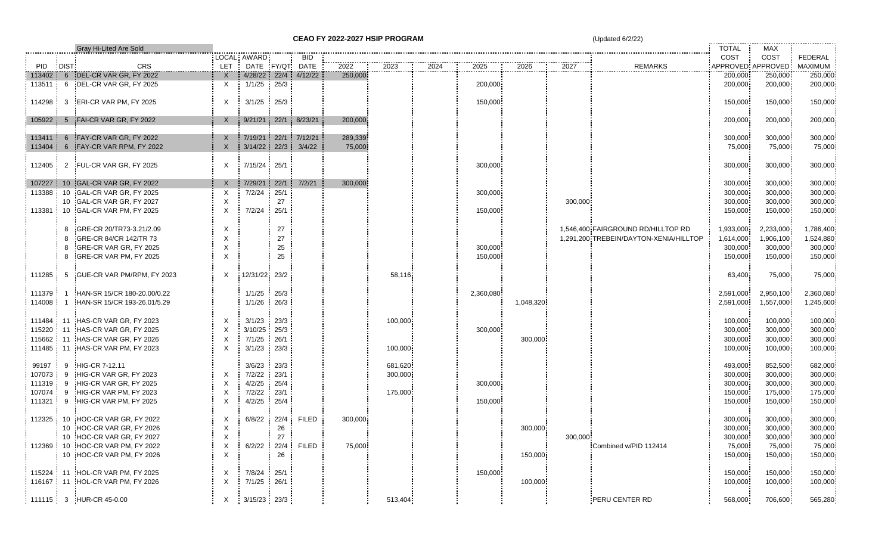**CEAO FY 2022-2027 HSIP PROGRAM** (Updated 6/2/22)

Gray Hi-Lited Are Sold

| PID | DIST | CRS | LOCAL LET | AWARD DATE | FY/QT | BID DATE | 2022 | 2023 | 2024 | 2025 | 2026 | 2027 | REMARKS | TOTAL COST APPROVED | MAX COST APPROVED | FEDERAL MAXIMUM |
|---|---|---|---|---|---|---|---|---|---|---|---|---|---|---|---|---|
| 113402 | 6 | DEL-CR VAR GR, FY 2022 | X | 4/28/22 | 22/4 | 4/12/22 | 250,000 | | | | | | | 200,000 | 250,000 | 250,000 |
| 113511 | 6 | DEL-CR VAR GR, FY 2025 | X | 1/1/25 | 25/3 | | | | | 200,000 | | | | 200,000 | 200,000 | 200,000 |
| 114298 | 3 | ERI-CR VAR PM, FY 2025 | X | 3/1/25 | 25/3 | | | | | 150,000 | | | | 150,000 | 150,000 | 150,000 |
| 105922 | 5 | FAI-CR VAR GR, FY 2022 | X | 9/21/21 | 22/1 | 8/23/21 | 200,000 | | | | | | | 200,000 | 200,000 | 200,000 |
| 113411 | 6 | FAY-CR VAR GR, FY 2022 | X | 7/19/21 | 22/1 | 7/12/21 | 289,339 | | | | | | | 300,000 | 300,000 | 300,000 |
| 113404 | 6 | FAY-CR VAR RPM, FY 2022 | X | 3/14/22 | 22/3 | 3/4/22 | 75,000 | | | | | | | 75,000 | 75,000 | 75,000 |
| 112405 | 2 | FUL-CR VAR GR, FY 2025 | X | 7/15/24 | 25/1 | | | | | 300,000 | | | | 300,000 | 300,000 | 300,000 |
| 107227 | 10 | GAL-CR VAR GR, FY 2022 | X | 7/29/21 | 22/1 | 7/2/21 | 300,000 | | | | | | | 300,000 | 300,000 | 300,000 |
| 113388 | 10 | GAL-CR VAR GR, FY 2025 | X | 7/2/24 | 25/1 | | | | | 300,000 | | | | 300,000 | 300,000 | 300,000 |
| | 10 | GAL-CR VAR GR, FY 2027 | X | | 27 | | | | | | | 300,000 | | 300,000 | 300,000 | 300,000 |
| 113381 | 10 | GAL-CR VAR PM, FY 2025 | X | 7/2/24 | 25/1 | | | | | 150,000 | | | | 150,000 | 150,000 | 150,000 |
| | 8 | GRE-CR 20/TR73-3.21/2.09 | X | | 27 | | | | | | | 1,546,400 | FAIRGROUND RD/HILLTOP RD | 1,933,000 | 2,233,000 | 1,786,400 |
| | 8 | GRE-CR 84/CR 142/TR 73 | X | | 27 | | | | | | | 1,291,200 | TREBEIN/DAYTON-XENIA/HILLTOP | 1,614,000 | 1,906,100 | 1,524,880 |
| | 8 | GRE-CR VAR GR, FY 2025 | X | | 25 | | | | | 300,000 | | | | 300,000 | 300,000 | 300,000 |
| | 8 | GRE-CR VAR PM, FY 2025 | X | | 25 | | | | | 150,000 | | | | 150,000 | 150,000 | 150,000 |
| 111285 | 5 | GUE-CR VAR PM/RPM, FY 2023 | X | 12/31/22 | 23/2 | | | 58,116 | | | | | | 63,400 | 75,000 | 75,000 |
| 111379 | 1 | HAN-SR 15/CR 180-20.00/0.22 | | 1/1/25 | 25/3 | | | | | 2,360,080 | | | | 2,591,000 | 2,950,100 | 2,360,080 |
| 114008 | 1 | HAN-SR 15/CR 193-26.01/5.29 | | 1/1/26 | 26/3 | | | | | | 1,048,320 | | | 2,591,000 | 1,557,000 | 1,245,600 |
| 111484 | 11 | HAS-CR VAR GR, FY 2023 | X | 3/1/23 | 23/3 | | | 100,000 | | | | | | 100,000 | 100,000 | 100,000 |
| 115220 | 11 | HAS-CR VAR GR, FY 2025 | X | 3/10/25 | 25/3 | | | | | 300,000 | | | | 300,000 | 300,000 | 300,000 |
| 115662 | 11 | HAS-CR VAR GR, FY 2026 | X | 7/1/25 | 26/1 | | | | | | 300,000 | | | 300,000 | 300,000 | 300,000 |
| 111485 | 11 | HAS-CR VAR PM, FY 2023 | X | 3/1/23 | 23/3 | | | 100,000 | | | | | | 100,000 | 100,000 | 100,000 |
| 99197 | 9 | HIG-CR 7-12.11 | | 3/6/23 | 23/3 | | | 681,620 | | | | | | 493,000 | 852,500 | 682,000 |
| 107073 | 9 | HIG-CR VAR GR, FY 2023 | X | 7/2/22 | 23/1 | | | 300,000 | | | | | | 300,000 | 300,000 | 300,000 |
| 111319 | 9 | HIG-CR VAR GR, FY 2025 | X | 4/2/25 | 25/4 | | | | | 300,000 | | | | 300,000 | 300,000 | 300,000 |
| 107074 | 9 | HIG-CR VAR PM, FY 2023 | X | 7/2/22 | 23/1 | | | 175,000 | | | | | | 150,000 | 175,000 | 175,000 |
| 111321 | 9 | HIG-CR VAR PM, FY 2025 | X | 4/2/25 | 25/4 | | | | | 150,000 | | | | 150,000 | 150,000 | 150,000 |
| 112325 | 10 | HOC-CR VAR GR, FY 2022 | X | 6/8/22 | 22/4 | FILED | 300,000 | | | | | | | 300,000 | 300,000 | 300,000 |
| | 10 | HOC-CR VAR GR, FY 2026 | X | | 26 | | | | | | 300,000 | | | 300,000 | 300,000 | 300,000 |
| | 10 | HOC-CR VAR GR, FY 2027 | X | | 27 | | | | | | | 300,000 | | 300,000 | 300,000 | 300,000 |
| 112369 | 10 | HOC-CR VAR PM, FY 2022 | X | 6/2/22 | 22/4 | FILED | 75,000 | | | | | | Combined w/PID 112414 | 75,000 | 75,000 | 75,000 |
| | 10 | HOC-CR VAR PM, FY 2026 | X | | 26 | | | | | | 150,000 | | | 150,000 | 150,000 | 150,000 |
| 115224 | 11 | HOL-CR VAR PM, FY 2025 | X | 7/8/24 | 25/1 | | | | | 150,000 | | | | 150,000 | 150,000 | 150,000 |
| 116167 | 11 | HOL-CR VAR PM, FY 2026 | X | 7/1/25 | 26/1 | | | | | | 100,000 | | | 100,000 | 100,000 | 100,000 |
| 111115 | 3 | HUR-CR 45-0.00 | X | 3/15/23 | 23/3 | | | 513,404 | | | | | PERU CENTER RD | 568,000 | 706,600 | 565,280 |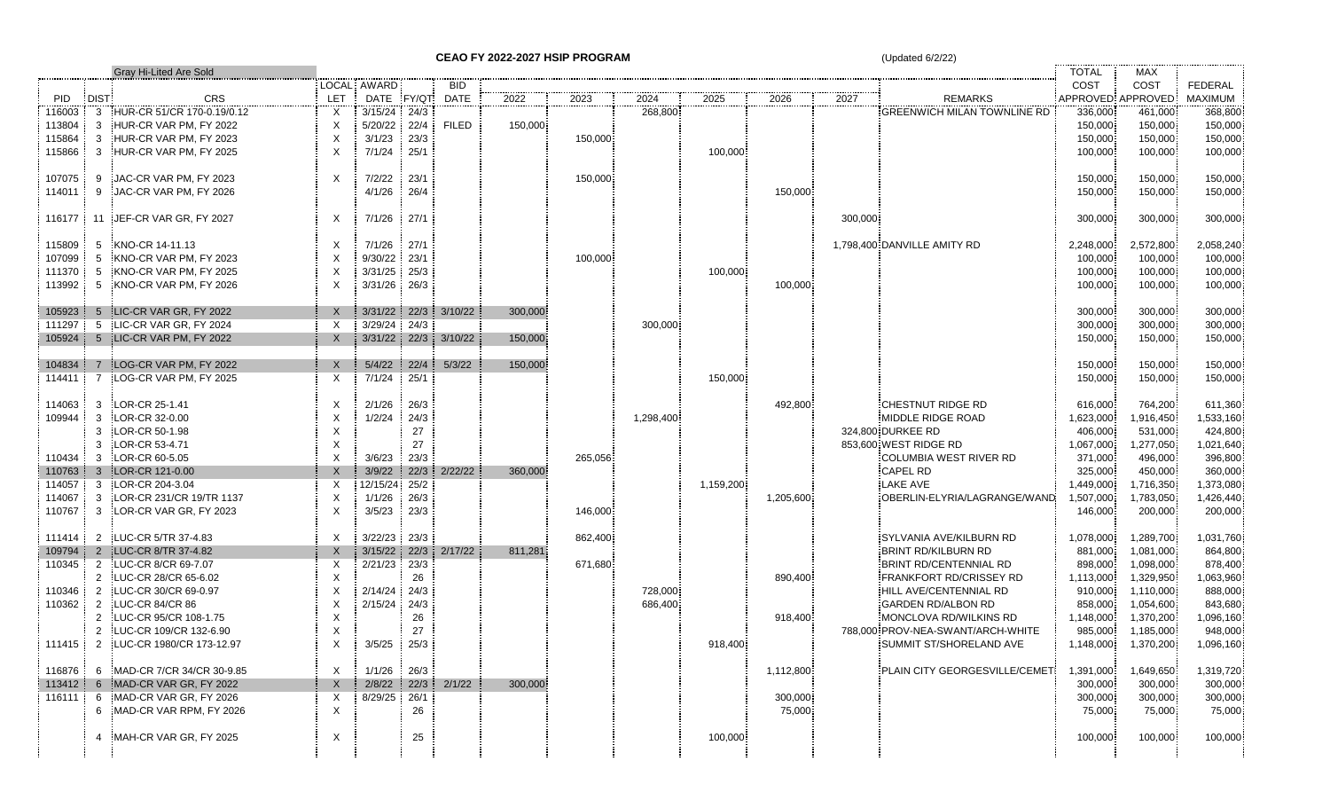# CEAO FY 2022-2027 HSIP PROGRAM

(Updated 6/2/22)

Gray Hi-Lited Are Sold

| PID | DIST | CRS | LOCAL LET | AWARD DATE | FY/QT | BID DATE | 2022 | 2023 | 2024 | 2025 | 2026 | 2027 | REMARKS | TOTAL COST APPROVED | MAX COST APPROVED | FEDERAL MAXIMUM |
|---|---|---|---|---|---|---|---|---|---|---|---|---|---|---|---|---|
| 116003 | 3 | HUR-CR 51/CR 170-0.19/0.12 | X | 3/15/24 | 24/3 | | | | 268,800 | | | | GREENWICH MILAN TOWNLINE RD | 336,000 | 461,000 | 368,800 |
| 113804 | 3 | HUR-CR VAR PM, FY 2022 | X | 5/20/22 | 22/4 | FILED | 150,000 | | | | | | | 150,000 | 150,000 | 150,000 |
| 115864 | 3 | HUR-CR VAR PM, FY 2023 | X | 3/1/23 | 23/3 | | | 150,000 | | | | | | 150,000 | 150,000 | 150,000 |
| 115866 | 3 | HUR-CR VAR PM, FY 2025 | X | 7/1/24 | 25/1 | | | | | 100,000 | | | | 100,000 | 100,000 | 100,000 |
| | | | | | | | | | | | | | | | | |
| 107075 | 9 | JAC-CR VAR PM, FY 2023 | X | 7/2/22 | 23/1 | | | 150,000 | | | | | | 150,000 | 150,000 | 150,000 |
| 114011 | 9 | JAC-CR VAR PM, FY 2026 | | 4/1/26 | 26/4 | | | | | | 150,000 | | | 150,000 | 150,000 | 150,000 |
| | | | | | | | | | | | | | | | | |
| 116177 | 11 | JEF-CR VAR GR, FY 2027 | X | 7/1/26 | 27/1 | | | | | | | 300,000 | | 300,000 | 300,000 | 300,000 |
| | | | | | | | | | | | | | | | | |
| 115809 | 5 | KNO-CR 14-11.13 | X | 7/1/26 | 27/1 | | | | | | | 1,798,400 | DANVILLE AMITY RD | 2,248,000 | 2,572,800 | 2,058,240 |
| 107099 | 5 | KNO-CR VAR PM, FY 2023 | X | 9/30/22 | 23/1 | | | 100,000 | | | | | | 100,000 | 100,000 | 100,000 |
| 111370 | 5 | KNO-CR VAR PM, FY 2025 | X | 3/31/25 | 25/3 | | | | | 100,000 | | | | 100,000 | 100,000 | 100,000 |
| 113992 | 5 | KNO-CR VAR PM, FY 2026 | X | 3/31/26 | 26/3 | | | | | | 100,000 | | | 100,000 | 100,000 | 100,000 |
| | | | | | | | | | | | | | | | | |
| 105923 | 5 | LIC-CR VAR GR, FY 2022 | X | 3/31/22 | 22/3 | 3/10/22 | 300,000 | | | | | | | 300,000 | 300,000 | 300,000 |
| 111297 | 5 | LIC-CR VAR GR, FY 2024 | X | 3/29/24 | 24/3 | | | | 300,000 | | | | | 300,000 | 300,000 | 300,000 |
| 105924 | 5 | LIC-CR VAR PM, FY 2022 | X | 3/31/22 | 22/3 | 3/10/22 | 150,000 | | | | | | | 150,000 | 150,000 | 150,000 |
| | | | | | | | | | | | | | | | | |
| 104834 | 7 | LOG-CR VAR PM, FY 2022 | X | 5/4/22 | 22/4 | 5/3/22 | 150,000 | | | | | | | 150,000 | 150,000 | 150,000 |
| 114411 | 7 | LOG-CR VAR PM, FY 2025 | X | 7/1/24 | 25/1 | | | | | 150,000 | | | | 150,000 | 150,000 | 150,000 |
| | | | | | | | | | | | | | | | | |
| 114063 | 3 | LOR-CR 25-1.41 | X | 2/1/26 | 26/3 | | | | | | 492,800 | | CHESTNUT RIDGE RD | 616,000 | 764,200 | 611,360 |
| 109944 | 3 | LOR-CR 32-0.00 | X | 1/2/24 | 24/3 | | | | 1,298,400 | | | | MIDDLE RIDGE ROAD | 1,623,000 | 1,916,450 | 1,533,160 |
| | 3 | LOR-CR 50-1.98 | X | | 27 | | | | | | | 324,800 | DURKEE RD | 406,000 | 531,000 | 424,800 |
| | 3 | LOR-CR 53-4.71 | X | | 27 | | | | | | | 853,600 | WEST RIDGE RD | 1,067,000 | 1,277,050 | 1,021,640 |
| 110434 | 3 | LOR-CR 60-5.05 | X | 3/6/23 | 23/3 | | | 265,056 | | | | | COLUMBIA WEST RIVER RD | 371,000 | 496,000 | 396,800 |
| 110763 | 3 | LOR-CR 121-0.00 | X | 3/9/22 | 22/3 | 2/22/22 | 360,000 | | | | | | CAPEL RD | 325,000 | 450,000 | 360,000 |
| 114057 | 3 | LOR-CR 204-3.04 | X | 12/15/24 | 25/2 | | | | | 1,159,200 | | | LAKE AVE | 1,449,000 | 1,716,350 | 1,373,080 |
| 114067 | 3 | LOR-CR 231/CR 19/TR 1137 | X | 1/1/26 | 26/3 | | | | | | 1,205,600 | | OBERLIN-ELYRIA/LAGRANGE/WAND | 1,507,000 | 1,783,050 | 1,426,440 |
| 110767 | 3 | LOR-CR VAR GR, FY 2023 | X | 3/5/23 | 23/3 | | | 146,000 | | | | | | 146,000 | 200,000 | 200,000 |
| | | | | | | | | | | | | | | | | |
| 111414 | 2 | LUC-CR 5/TR 37-4.83 | X | 3/22/23 | 23/3 | | | 862,400 | | | | | SYLVANIA AVE/KILBURN RD | 1,078,000 | 1,289,700 | 1,031,760 |
| 109794 | 2 | LUC-CR 8/TR 37-4.82 | X | 3/15/22 | 22/3 | 2/17/22 | 811,281 | | | | | | BRINT RD/KILBURN RD | 881,000 | 1,081,000 | 864,800 |
| 110345 | 2 | LUC-CR 8/CR 69-7.07 | X | 2/21/23 | 23/3 | | | 671,680 | | | | | BRINT RD/CENTENNIAL RD | 898,000 | 1,098,000 | 878,400 |
| | 2 | LUC-CR 28/CR 65-6.02 | X | | 26 | | | | | | 890,400 | | FRANKFORT RD/CRISSEY RD | 1,113,000 | 1,329,950 | 1,063,960 |
| 110346 | 2 | LUC-CR 30/CR 69-0.97 | X | 2/14/24 | 24/3 | | | | 728,000 | | | | HILL AVE/CENTENNIAL RD | 910,000 | 1,110,000 | 888,000 |
| 110362 | 2 | LUC-CR 84/CR 86 | X | 2/15/24 | 24/3 | | | | 686,400 | | | | GARDEN RD/ALBON RD | 858,000 | 1,054,600 | 843,680 |
| | 2 | LUC-CR 95/CR 108-1.75 | X | | 26 | | | | | | 918,400 | | MONCLOVA RD/WILKINS RD | 1,148,000 | 1,370,200 | 1,096,160 |
| | 2 | LUC-CR 109/CR 132-6.90 | X | | 27 | | | | | | | 788,000 | PROV-NEA-SWANT/ARCH-WHITE | 985,000 | 1,185,000 | 948,000 |
| 111415 | 2 | LUC-CR 1980/CR 173-12.97 | X | 3/5/25 | 25/3 | | | | | 918,400 | | | SUMMIT ST/SHORELAND AVE | 1,148,000 | 1,370,200 | 1,096,160 |
| | | | | | | | | | | | | | | | | |
| 116876 | 6 | MAD-CR 7/CR 34/CR 30-9.85 | X | 1/1/26 | 26/3 | | | | | | 1,112,800 | | PLAIN CITY GEORGESVILLE/CEMET | 1,391,000 | 1,649,650 | 1,319,720 |
| 113412 | 6 | MAD-CR VAR GR, FY 2022 | X | 2/8/22 | 22/3 | 2/1/22 | 300,000 | | | | | | | 300,000 | 300,000 | 300,000 |
| 116111 | 6 | MAD-CR VAR GR, FY 2026 | X | 8/29/25 | 26/1 | | | | | | 300,000 | | | 300,000 | 300,000 | 300,000 |
| | 6 | MAD-CR VAR RPM, FY 2026 | X | | 26 | | | | | | 75,000 | | | 75,000 | 75,000 | 75,000 |
| | | | | | | | | | | | | | | | | |
| | 4 | MAH-CR VAR GR, FY 2025 | X | | 25 | | | | | 100,000 | | | | 100,000 | 100,000 | 100,000 |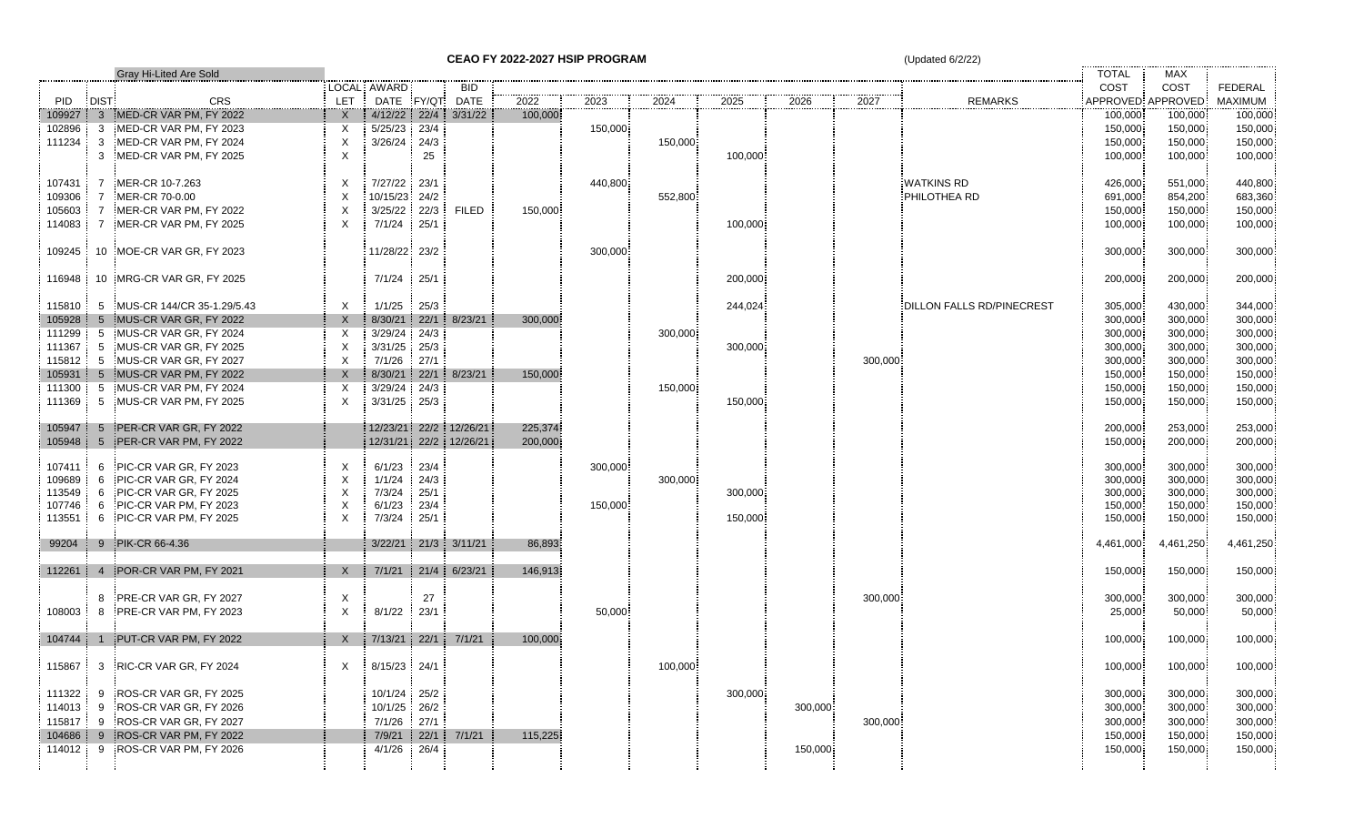**CEAO FY 2022-2027 HSIP PROGRAM** (Updated 6/2/22)

Gray Hi-Lited Are Sold

| PID | DIST | CRS | LOCAL LET | AWARD DATE | FY/QT | BID DATE | 2022 | 2023 | 2024 | 2025 | 2026 | 2027 | REMARKS | TOTAL COST APPROVED | MAX COST APPROVED | FEDERAL MAXIMUM |
|---|---|---|---|---|---|---|---|---|---|---|---|---|---|---|---|---|
| 109927 | 3 | MED-CR VAR PM, FY 2022 | X | 4/12/22 | 22/4 | 3/31/22 | 100,000 | | | | | | | 100,000 | 100,000 | 100,000 |
| 102896 | 3 | MED-CR VAR PM, FY 2023 | X | 5/25/23 | 23/4 | | | 150,000 | | | | | | 150,000 | 150,000 | 150,000 |
| 111234 | 3 | MED-CR VAR PM, FY 2024 | X | 3/26/24 | 24/3 | | | | 150,000 | | | | | 150,000 | 150,000 | 150,000 |
| | 3 | MED-CR VAR PM, FY 2025 | X | | 25 | | | | | 100,000 | | | | 100,000 | 100,000 | 100,000 |
| 107431 | 7 | MER-CR 10-7.263 | X | 7/27/22 | 23/1 | | | 440,800 | | | | | WATKINS RD | 426,000 | 551,000 | 440,800 |
| 109306 | 7 | MER-CR 70-0.00 | X | 10/15/23 | 24/2 | | | | 552,800 | | | | PHILOTHEA RD | 691,000 | 854,200 | 683,360 |
| 105603 | 7 | MER-CR VAR PM, FY 2022 | X | 3/25/22 | 22/3 | FILED | 150,000 | | | | | | | 150,000 | 150,000 | 150,000 |
| 114083 | 7 | MER-CR VAR PM, FY 2025 | X | 7/1/24 | 25/1 | | | | | 100,000 | | | | 100,000 | 100,000 | 100,000 |
| 109245 | 10 | MOE-CR VAR GR, FY 2023 | | 11/28/22 | 23/2 | | | 300,000 | | | | | | 300,000 | 300,000 | 300,000 |
| 116948 | 10 | MRG-CR VAR GR, FY 2025 | | 7/1/24 | 25/1 | | | | | 200,000 | | | | 200,000 | 200,000 | 200,000 |
| 115810 | 5 | MUS-CR 144/CR 35-1.29/5.43 | X | 1/1/25 | 25/3 | | | | | 244,024 | | | DILLON FALLS RD/PINECREST | 305,000 | 430,000 | 344,000 |
| 105928 | 5 | MUS-CR VAR GR, FY 2022 | X | 8/30/21 | 22/1 | 8/23/21 | 300,000 | | | | | | | 300,000 | 300,000 | 300,000 |
| 111299 | 5 | MUS-CR VAR GR, FY 2024 | X | 3/29/24 | 24/3 | | | | 300,000 | | | | | 300,000 | 300,000 | 300,000 |
| 111367 | 5 | MUS-CR VAR GR, FY 2025 | X | 3/31/25 | 25/3 | | | | | 300,000 | | | | 300,000 | 300,000 | 300,000 |
| 115812 | 5 | MUS-CR VAR GR, FY 2027 | X | 7/1/26 | 27/1 | | | | | | | 300,000 | | 300,000 | 300,000 | 300,000 |
| 105931 | 5 | MUS-CR VAR PM, FY 2022 | X | 8/30/21 | 22/1 | 8/23/21 | 150,000 | | | | | | | 150,000 | 150,000 | 150,000 |
| 111300 | 5 | MUS-CR VAR PM, FY 2024 | X | 3/29/24 | 24/3 | | | | 150,000 | | | | | 150,000 | 150,000 | 150,000 |
| 111369 | 5 | MUS-CR VAR PM, FY 2025 | X | 3/31/25 | 25/3 | | | | | 150,000 | | | | 150,000 | 150,000 | 150,000 |
| 105947 | 5 | PER-CR VAR GR, FY 2022 | | 12/23/21 | 22/2 | 12/26/21 | 225,374 | | | | | | | 200,000 | 253,000 | 253,000 |
| 105948 | 5 | PER-CR VAR PM, FY 2022 | | 12/31/21 | 22/2 | 12/26/21 | 200,000 | | | | | | | 150,000 | 200,000 | 200,000 |
| 107411 | 6 | PIC-CR VAR GR, FY 2023 | X | 6/1/23 | 23/4 | | | 300,000 | | | | | | 300,000 | 300,000 | 300,000 |
| 109689 | 6 | PIC-CR VAR GR, FY 2024 | X | 1/1/24 | 24/3 | | | | 300,000 | | | | | 300,000 | 300,000 | 300,000 |
| 113549 | 6 | PIC-CR VAR GR, FY 2025 | X | 7/3/24 | 25/1 | | | | | 300,000 | | | | 300,000 | 300,000 | 300,000 |
| 107746 | 6 | PIC-CR VAR PM, FY 2023 | X | 6/1/23 | 23/4 | | | 150,000 | | | | | | 150,000 | 150,000 | 150,000 |
| 113551 | 6 | PIC-CR VAR PM, FY 2025 | X | 7/3/24 | 25/1 | | | | | 150,000 | | | | 150,000 | 150,000 | 150,000 |
| 99204 | 9 | PIK-CR 66-4.36 | | 3/22/21 | 21/3 | 3/11/21 | 86,893 | | | | | | | 4,461,000 | 4,461,250 | 4,461,250 |
| 112261 | 4 | POR-CR VAR PM, FY 2021 | X | 7/1/21 | 21/4 | 6/23/21 | 146,913 | | | | | | | 150,000 | 150,000 | 150,000 |
| | 8 | PRE-CR VAR GR, FY 2027 | X | | 27 | | | | | | | 300,000 | | 300,000 | 300,000 | 300,000 |
| 108003 | 8 | PRE-CR VAR PM, FY 2023 | X | 8/1/22 | 23/1 | | | 50,000 | | | | | | 25,000 | 50,000 | 50,000 |
| 104744 | 1 | PUT-CR VAR PM, FY 2022 | X | 7/13/21 | 22/1 | 7/1/21 | 100,000 | | | | | | | 100,000 | 100,000 | 100,000 |
| 115867 | 3 | RIC-CR VAR GR, FY 2024 | X | 8/15/23 | 24/1 | | | | 100,000 | | | | | 100,000 | 100,000 | 100,000 |
| 111322 | 9 | ROS-CR VAR GR, FY 2025 | | 10/1/24 | 25/2 | | | | | 300,000 | | | | 300,000 | 300,000 | 300,000 |
| 114013 | 9 | ROS-CR VAR GR, FY 2026 | | 10/1/25 | 26/2 | | | | | | 300,000 | | | 300,000 | 300,000 | 300,000 |
| 115817 | 9 | ROS-CR VAR GR, FY 2027 | | 7/1/26 | 27/1 | | | | | | | 300,000 | | 300,000 | 300,000 | 300,000 |
| 104686 | 9 | ROS-CR VAR PM, FY 2022 | | 7/9/21 | 22/1 | 7/1/21 | 115,225 | | | | | | | 150,000 | 150,000 | 150,000 |
| 114012 | 9 | ROS-CR VAR PM, FY 2026 | | 4/1/26 | 26/4 | | | | | | 150,000 | | | 150,000 | 150,000 | 150,000 |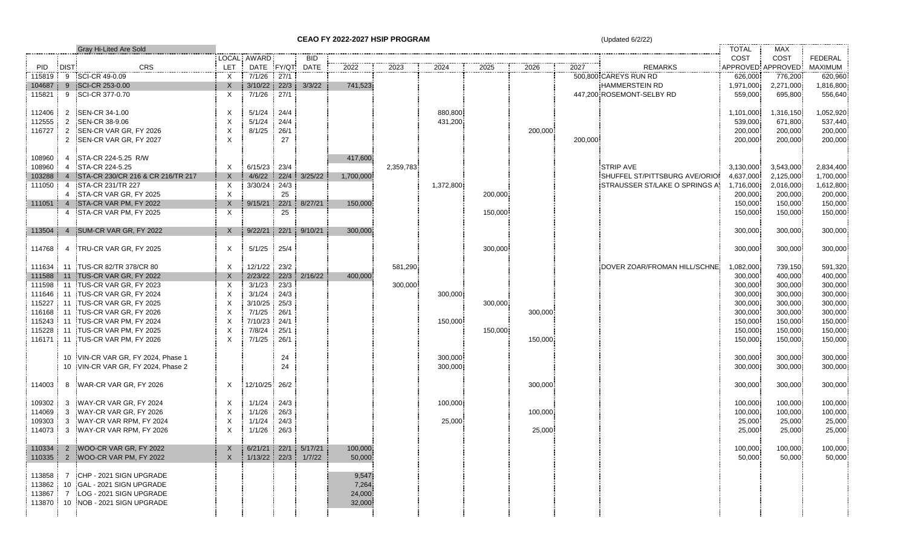**CEAO FY 2022-2027 HSIP PROGRAM** (Updated 6/2/22)

Gray Hi-Lited Are Sold

| PID | DIST | CRS | LOCAL LET | AWARD DATE | FY/QT | BID DATE | 2022 | 2023 | 2024 | 2025 | 2026 | 2027 | REMARKS | TOTAL COST APPROVED | MAX COST APPROVED | FEDERAL MAXIMUM |
|---|---|---|---|---|---|---|---|---|---|---|---|---|---|---|---|---|
| 115819 | 9 | SCI-CR 49-0.09 | X | 7/1/26 | 27/1 | | | | | | | 500,800 | CAREYS RUN RD | 626,000 | 776,200 | 620,960 |
| 104687 | 9 | SCI-CR 253-0.00 | X | 3/10/22 | 22/3 | 3/3/22 | 741,523 | | | | | | HAMMERSTEIN RD | 1,971,000 | 2,271,000 | 1,816,800 |
| 115821 | 9 | SCI-CR 377-0.70 | X | 7/1/26 | 27/1 | | | | | | | 447,200 | ROSEMONT-SELBY RD | 559,000 | 695,800 | 556,640 |
| 112406 | 2 | SEN-CR 34-1.00 | X | 5/1/24 | 24/4 | | | | 880,800 | | | | | 1,101,000 | 1,316,150 | 1,052,920 |
| 112555 | 2 | SEN-CR 38-9.06 | X | 5/1/24 | 24/4 | | | | 431,200 | | | | | 539,000 | 671,800 | 537,440 |
| 116727 | 2 | SEN-CR VAR GR, FY 2026 | X | 8/1/25 | 26/1 | | | | | | 200,000 | | | 200,000 | 200,000 | 200,000 |
| | 2 | SEN-CR VAR GR, FY 2027 | X | | 27 | | | | | | | 200,000 | | 200,000 | 200,000 | 200,000 |
| 108960 | 4 | STA-CR 224-5.25 R/W | | | | | 417,600 | | | | | | | | | |
| 108960 | 4 | STA-CR 224-5.25 | X | 6/15/23 | 23/4 | | | 2,359,783 | | | | | STRIP AVE | 3,130,000 | 3,543,000 | 2,834,400 |
| 103288 | 4 | STA-CR 230/CR 216 & CR 216/TR 217 | X | 4/6/22 | 22/4 | 3/25/22 | 1,700,000 | | | | | | SHUFFEL ST/PITTSBURG AVE/ORIOI | 4,637,000 | 2,125,000 | 1,700,000 |
| 111050 | 4 | STA-CR 231/TR 227 | X | 3/30/24 | 24/3 | | | | 1,372,800 | | | | STRAUSSER ST/LAKE O SPRINGS A | 1,716,000 | 2,016,000 | 1,612,800 |
| | 4 | STA-CR VAR GR, FY 2025 | X | | 25 | | | | | 200,000 | | | | 200,000 | 200,000 | 200,000 |
| 111051 | 4 | STA-CR VAR PM, FY 2022 | X | 9/15/21 | 22/1 | 8/27/21 | 150,000 | | | | | | | 150,000 | 150,000 | 150,000 |
| | 4 | STA-CR VAR PM, FY 2025 | X | | 25 | | | | | 150,000 | | | | 150,000 | 150,000 | 150,000 |
| 113504 | 4 | SUM-CR VAR GR, FY 2022 | X | 9/22/21 | 22/1 | 9/10/21 | 300,000 | | | | | | | 300,000 | 300,000 | 300,000 |
| 114768 | 4 | TRU-CR VAR GR, FY 2025 | X | 5/1/25 | 25/4 | | | | | 300,000 | | | | 300,000 | 300,000 | 300,000 |
| 111634 | 11 | TUS-CR 82/TR 378/CR 80 | X | 12/1/22 | 23/2 | | | 581,290 | | | | | DOVER ZOAR/FROMAN HILL/SCHNE | 1,082,000 | 739,150 | 591,320 |
| 111588 | 11 | TUS-CR VAR GR, FY 2022 | X | 2/23/22 | 22/3 | 2/16/22 | 400,000 | | | | | | | 300,000 | 400,000 | 400,000 |
| 111598 | 11 | TUS-CR VAR GR, FY 2023 | X | 3/1/23 | 23/3 | | | 300,000 | | | | | | 300,000 | 300,000 | 300,000 |
| 111646 | 11 | TUS-CR VAR GR, FY 2024 | X | 3/1/24 | 24/3 | | | | 300,000 | | | | | 300,000 | 300,000 | 300,000 |
| 115227 | 11 | TUS-CR VAR GR, FY 2025 | X | 3/10/25 | 25/3 | | | | | 300,000 | | | | 300,000 | 300,000 | 300,000 |
| 116168 | 11 | TUS-CR VAR GR, FY 2026 | X | 7/1/25 | 26/1 | | | | | | 300,000 | | | 300,000 | 300,000 | 300,000 |
| 115243 | 11 | TUS-CR VAR PM, FY 2024 | X | 7/10/23 | 24/1 | | | | 150,000 | | | | | 150,000 | 150,000 | 150,000 |
| 115228 | 11 | TUS-CR VAR PM, FY 2025 | X | 7/8/24 | 25/1 | | | | | 150,000 | | | | 150,000 | 150,000 | 150,000 |
| 116171 | 11 | TUS-CR VAR PM, FY 2026 | X | 7/1/25 | 26/1 | | | | | | 150,000 | | | 150,000 | 150,000 | 150,000 |
| | 10 | VIN-CR VAR GR, FY 2024, Phase 1 | | | 24 | | | | 300,000 | | | | | 300,000 | 300,000 | 300,000 |
| | 10 | VIN-CR VAR GR, FY 2024, Phase 2 | | | 24 | | | | 300,000 | | | | | 300,000 | 300,000 | 300,000 |
| 114003 | 8 | WAR-CR VAR GR, FY 2026 | X | 12/10/25 | 26/2 | | | | | | 300,000 | | | 300,000 | 300,000 | 300,000 |
| 109302 | 3 | WAY-CR VAR GR, FY 2024 | X | 1/1/24 | 24/3 | | | | 100,000 | | | | | 100,000 | 100,000 | 100,000 |
| 114069 | 3 | WAY-CR VAR GR, FY 2026 | X | 1/1/26 | 26/3 | | | | | | 100,000 | | | 100,000 | 100,000 | 100,000 |
| 109303 | 3 | WAY-CR VAR RPM, FY 2024 | X | 1/1/24 | 24/3 | | | | 25,000 | | | | | 25,000 | 25,000 | 25,000 |
| 114073 | 3 | WAY-CR VAR RPM, FY 2026 | X | 1/1/26 | 26/3 | | | | | | 25,000 | | | 25,000 | 25,000 | 25,000 |
| 110334 | 2 | WOO-CR VAR GR, FY 2022 | X | 6/21/21 | 22/1 | 5/17/21 | 100,000 | | | | | | | 100,000 | 100,000 | 100,000 |
| 110335 | 2 | WOO-CR VAR PM, FY 2022 | X | 1/13/22 | 22/3 | 1/7/22 | 50,000 | | | | | | | 50,000 | 50,000 | 50,000 |
| 113858 | 7 | CHP - 2021 SIGN UPGRADE | | | | | 9,547 | | | | | | | | | |
| 113862 | 10 | GAL - 2021 SIGN UPGRADE | | | | | 7,264 | | | | | | | | | |
| 113867 | 7 | LOG - 2021 SIGN UPGRADE | | | | | 24,000 | | | | | | | | | |
| 113870 | 10 | NOB - 2021 SIGN UPGRADE | | | | | 32,000 | | | | | | | | | |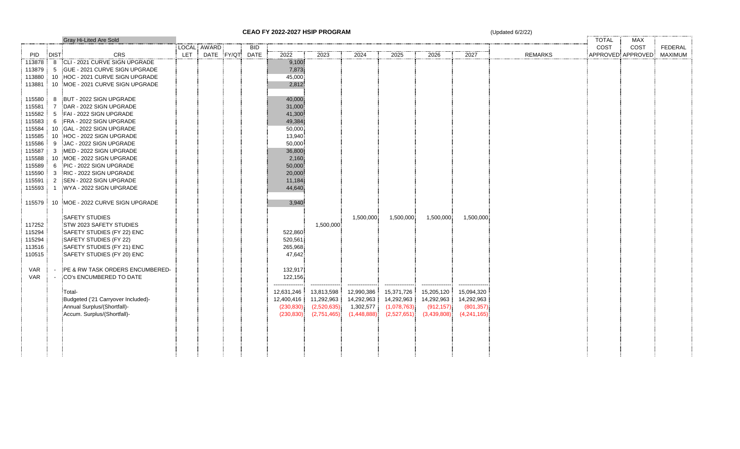**CEAO FY 2022-2027 HSIP PROGRAM** (Updated 6/2/22)

Gray Hi-Lited Are Sold

| PID | DIST | CRS | LOCAL LET | AWARD DATE | FY/QT | BID DATE | 2022 | 2023 | 2024 | 2025 | 2026 | 2027 | REMARKS | TOTAL COST APPROVED | MAX COST APPROVED | FEDERAL MAXIMUM |
|---|---|---|---|---|---|---|---|---|---|---|---|---|---|---|---|---|
| 113878 | 8 | CLI - 2021 CURVE SIGN UPGRADE | | | | | 9,100 | | | | | | | | | |
| 113879 | 5 | GUE - 2021 CURVE SIGN UPGRADE | | | | | 7,873 | | | | | | | | | |
| 113880 | 10 | HOC - 2021 CURVE SIGN UPGRADE | | | | | 45,000 | | | | | | | | | |
| 113881 | 10 | MOE - 2021 CURVE SIGN UPGRADE | | | | | 2,812 | | | | | | | | | |
| 115580 | 8 | BUT - 2022 SIGN UPGRADE | | | | | 40,000 | | | | | | | | | |
| 115581 | 7 | DAR - 2022 SIGN UPGRADE | | | | | 31,000 | | | | | | | | | |
| 115582 | 5 | FAI - 2022 SIGN UPGRADE | | | | | 41,300 | | | | | | | | | |
| 115583 | 6 | FRA - 2022 SIGN UPGRADE | | | | | 49,384 | | | | | | | | | |
| 115584 | 10 | GAL - 2022 SIGN UPGRADE | | | | | 50,000 | | | | | | | | | |
| 115585 | 10 | HOC - 2022 SIGN UPGRADE | | | | | 13,940 | | | | | | | | | |
| 115586 | 9 | JAC - 2022 SIGN UPGRADE | | | | | 50,000 | | | | | | | | | |
| 115587 | 3 | MED - 2022 SIGN UPGRADE | | | | | 36,800 | | | | | | | | | |
| 115588 | 10 | MOE - 2022 SIGN UPGRADE | | | | | 2,160 | | | | | | | | | |
| 115589 | 6 | PIC - 2022 SIGN UPGRADE | | | | | 50,000 | | | | | | | | | |
| 115590 | 3 | RIC - 2022 SIGN UPGRADE | | | | | 20,000 | | | | | | | | | |
| 115591 | 2 | SEN - 2022 SIGN UPGRADE | | | | | 11,184 | | | | | | | | | |
| 115593 | 1 | WYA - 2022 SIGN UPGRADE | | | | | 44,640 | | | | | | | | | |
| 115579 | 10 | MOE - 2022 CURVE SIGN UPGRADE | | | | | 3,940 | | | | | | | | | |
| | | SAFETY STUDIES | | | | | | | 1,500,000 | 1,500,000 | 1,500,000 | 1,500,000 | | | | |
| 117252 | | STW 2023 SAFETY STUDIES | | | | | | 1,500,000 | | | | | | | | |
| 115294 | | SAFETY STUDIES (FY 22) ENC | | | | | 522,860 | | | | | | | | | |
| 115294 | | SAFETY STUDIES (FY 22) | | | | | 520,561 | | | | | | | | | |
| 113516 | | SAFETY STUDIES (FY 21) ENC | | | | | 265,968 | | | | | | | | | |
| 110515 | | SAFETY STUDIES (FY 20) ENC | | | | | 47,642 | | | | | | | | | |
| VAR | - | PE & RW TASK ORDERS ENCUMBERED- | | | | | 132,917 | | | | | | | | | |
| VAR | - | CO's ENCUMBERED TO DATE | | | | | 122,156 | | | | | | | | | |
| | | Total- | | | | | 12,631,246 | 13,813,598 | 12,990,386 | 15,371,726 | 15,205,120 | 15,094,320 | | | | |
| | | Budgeted ('21 Carryover Included)- | | | | | 12,400,416 | 11,292,963 | 14,292,963 | 14,292,963 | 14,292,963 | 14,292,963 | | | | |
| | | Annual Surplus/(Shortfall)- | | | | | (230,830) | (2,520,635) | 1,302,577 | (1,078,763) | (912,157) | (801,357) | | | | |
| | | Accum. Surplus/(Shortfall)- | | | | | (230,830) | (2,751,465) | (1,448,888) | (2,527,651) | (3,439,808) | (4,241,165) | | | | |